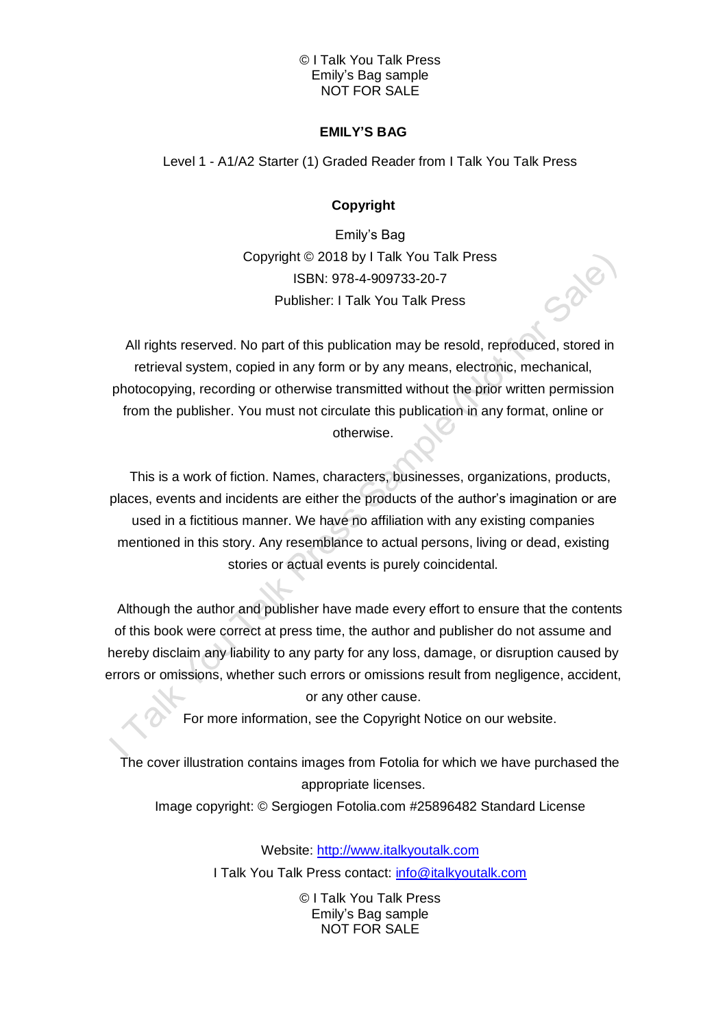# EMILY'S BAG

Level 1 - A1/A2 Starter (1) Graded Reader from I Talk You Talk Press

## Copyright

Emily's Bag
Copyright © 2018 by I Talk You Talk Press
ISBN: 978-4-909733-20-7
Publisher: I Talk You Talk Press

All rights reserved. No part of this publication may be resold, reproduced, stored in retrieval system, copied in any form or by any means, electronic, mechanical, photocopying, recording or otherwise transmitted without the prior written permission from the publisher. You must not circulate this publication in any format, online or otherwise.

This is a work of fiction. Names, characters, businesses, organizations, products, places, events and incidents are either the products of the author's imagination or are used in a fictitious manner. We have no affiliation with any existing companies mentioned in this story. Any resemblance to actual persons, living or dead, existing stories or actual events is purely coincidental.

Although the author and publisher have made every effort to ensure that the contents of this book were correct at press time, the author and publisher do not assume and hereby disclaim any liability to any party for any loss, damage, or disruption caused by errors or omissions, whether such errors or omissions result from negligence, accident, or any other cause.

For more information, see the Copyright Notice on our website.

The cover illustration contains images from Fotolia for which we have purchased the appropriate licenses.

Image copyright: © Sergiogen Fotolia.com #25896482 Standard License

Website: http://www.italkyoutalk.com

I Talk You Talk Press contact: info@italkyoutalk.com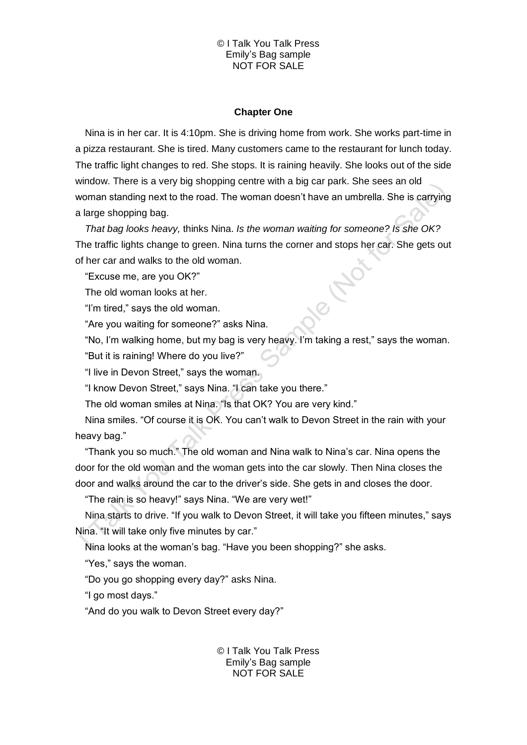## Chapter One

Nina is in her car. It is 4:10pm. She is driving home from work. She works part-time in a pizza restaurant. She is tired. Many customers came to the restaurant for lunch today. The traffic light changes to red. She stops. It is raining heavily. She looks out of the side window. There is a very big shopping centre with a big car park. She sees an old woman standing next to the road. The woman doesn't have an umbrella. She is carrying a large shopping bag.

*That bag looks heavy,* thinks Nina. *Is the woman waiting for someone? Is she OK?* The traffic lights change to green. Nina turns the corner and stops her car. She gets out of her car and walks to the old woman.

"Excuse me, are you OK?"

The old woman looks at her.

"I'm tired," says the old woman.

"Are you waiting for someone?" asks Nina.

"No, I'm walking home, but my bag is very heavy. I'm taking a rest," says the woman.

"But it is raining! Where do you live?"

"I live in Devon Street," says the woman.

"I know Devon Street," says Nina. "I can take you there."

The old woman smiles at Nina. "Is that OK? You are very kind."

Nina smiles. "Of course it is OK. You can't walk to Devon Street in the rain with your heavy bag."

"Thank you so much." The old woman and Nina walk to Nina's car. Nina opens the door for the old woman and the woman gets into the car slowly. Then Nina closes the door and walks around the car to the driver's side. She gets in and closes the door.

"The rain is so heavy!" says Nina. "We are very wet!"

Nina starts to drive. "If you walk to Devon Street, it will take you fifteen minutes," says Nina. "It will take only five minutes by car."

Nina looks at the woman's bag. "Have you been shopping?" she asks.

"Yes," says the woman.

"Do you go shopping every day?" asks Nina.

"I go most days."

"And do you walk to Devon Street every day?"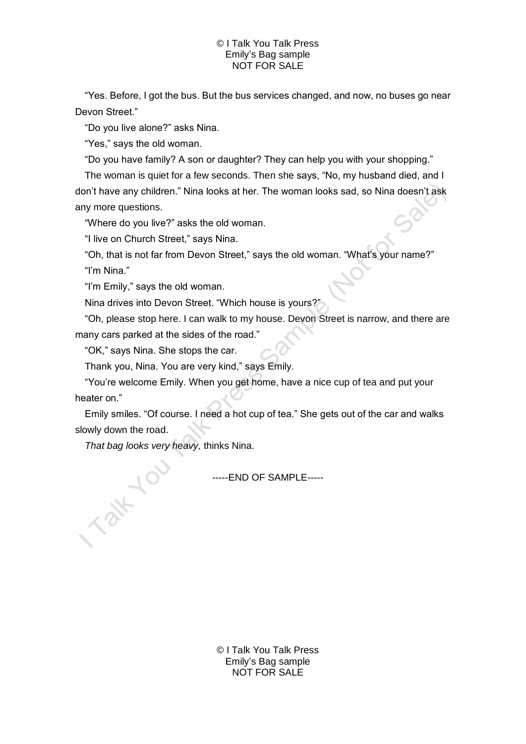"Yes. Before, I got the bus. But the bus services changed, and now, no buses go near Devon Street."

"Do you live alone?" asks Nina.

"Yes," says the old woman.

"Do you have family? A son or daughter? They can help you with your shopping."

The woman is quiet for a few seconds. Then she says, "No, my husband died, and I don't have any children." Nina looks at her. The woman looks sad, so Nina doesn't ask any more questions.

"Where do you live?" asks the old woman.

"I live on Church Street," says Nina.

"Oh, that is not far from Devon Street," says the old woman. "What's your name?"

"I'm Nina."

"I'm Emily," says the old woman.

Nina drives into Devon Street. "Which house is yours?"

"Oh, please stop here. I can walk to my house. Devon Street is narrow, and there are many cars parked at the sides of the road."

"OK," says Nina. She stops the car.

Thank you, Nina. You are very kind," says Emily.

"You're welcome Emily. When you get home, have a nice cup of tea and put your heater on."

Emily smiles. "Of course. I need a hot cup of tea." She gets out of the car and walks slowly down the road.

*That bag looks very heavy,* thinks Nina.

-----END OF SAMPLE-----